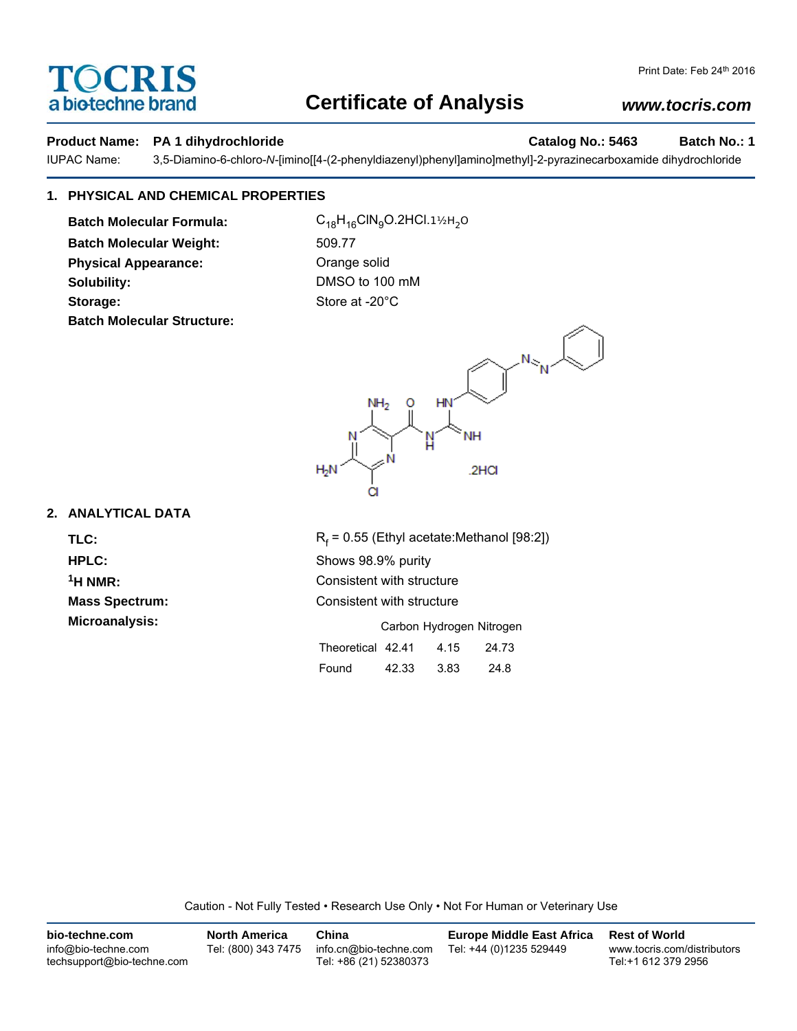# Certificate of Analysis

**TOCRIS**
a biotechne brand

Print Date: Feb 24th 2016

*www.tocris.com*

**Product Name:** **PA 1 dihydrochloride** **Catalog No.: 5463** **Batch No.: 1**

IUPAC Name: 3,5-Diamino-6-chloro-*N*-[imino[[4-(2-phenyldiazenyl)phenyl]amino]methyl]-2-pyrazinecarboxamide dihydrochloride

## 1. PHYSICAL AND CHEMICAL PROPERTIES

**Batch Molecular Formula:** $C_{18}H_{16}ClN_9O.2HCl.1½H_2O$

**Batch Molecular Weight:** 509.77

**Physical Appearance:** Orange solid

**Solubility:** DMSO to 100 mM

**Storage:** Store at -20°C

**Batch Molecular Structure:**

.2HCl

## 2. ANALYTICAL DATA

**TLC:** $R_f$ = 0.55 (Ethyl acetate:Methanol [98:2])

**HPLC:** Shows 98.9% purity

**$^1$H NMR:** Consistent with structure

**Mass Spectrum:** Consistent with structure

**Microanalysis:**

| | Carbon | Hydrogen | Nitrogen |
|---|---|---|---|
| Theoretical | 42.41 | 4.15 | 24.73 |
| Found | 42.33 | 3.83 | 24.8 |

Caution - Not Fully Tested • Research Use Only • Not For Human or Veterinary Use

**bio-techne.com**
info@bio-techne.com
techsupport@bio-techne.com

**North America**
Tel: (800) 343 7475

**China**
info.cn@bio-techne.com
Tel: +86 (21) 52380373

**Europe Middle East Africa**
Tel: +44 (0)1235 529449

**Rest of World**
www.tocris.com/distributors
Tel:+1 612 379 2956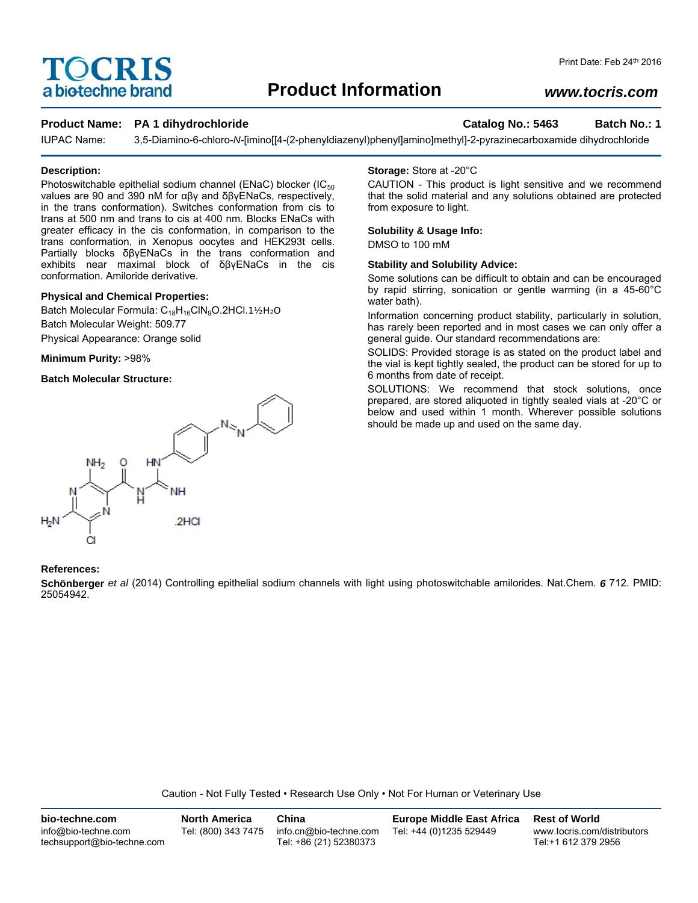# Product Information

Print Date: Feb 24th 2016

www.tocris.com

**Product Name:** **PA 1 dihydrochloride** **Catalog No.: 5463** **Batch No.: 1**

IUPAC Name: 3,5-Diamino-6-chloro-*N*-[imino[[4-(2-phenyldiazenyl)phenyl]amino]methyl]-2-pyrazinecarboxamide dihydrochloride

**Description:**

Photoswitchable epithelial sodium channel (ENaC) blocker ($IC_{50}$ values are 90 and 390 nM for αβγ and δβγENaCs, respectively, in the trans conformation). Switches conformation from cis to trans at 500 nm and trans to cis at 400 nm. Blocks ENaCs with greater efficacy in the cis conformation, in comparison to the trans conformation, in Xenopus oocytes and HEK293t cells. Partially blocks δβγENaCs in the trans conformation and exhibits near maximal block of δβγENaCs in the cis conformation. Amiloride derivative.

**Physical and Chemical Properties:**

Batch Molecular Formula: $C_{18}H_{16}ClN_9O.2HCl.1½H_2O$

Batch Molecular Weight: 509.77

Physical Appearance: Orange solid

**Minimum Purity:** >98%

**Batch Molecular Structure:**

NH2 O HN N N NH N N H H2N N Cl .2HCl

**Storage:** Store at -20°C

CAUTION - This product is light sensitive and we recommend that the solid material and any solutions obtained are protected from exposure to light.

**Solubility & Usage Info:**

DMSO to 100 mM

**Stability and Solubility Advice:**

Some solutions can be difficult to obtain and can be encouraged by rapid stirring, sonication or gentle warming (in a 45-60°C water bath).

Information concerning product stability, particularly in solution, has rarely been reported and in most cases we can only offer a general guide. Our standard recommendations are:

SOLIDS: Provided storage is as stated on the product label and the vial is kept tightly sealed, the product can be stored for up to 6 months from date of receipt.

SOLUTIONS: We recommend that stock solutions, once prepared, are stored aliquoted in tightly sealed vials at -20°C or below and used within 1 month. Wherever possible solutions should be made up and used on the same day.

**References:**

**Schönberger** *et al* (2014) Controlling epithelial sodium channels with light using photoswitchable amilorides. Nat.Chem. ***6*** 712. PMID: 25054942.

Caution - Not Fully Tested • Research Use Only • Not For Human or Veterinary Use

**bio-techne.com**
info@bio-techne.com
techsupport@bio-techne.com

**North America**
Tel: (800) 343 7475

**China**
info.cn@bio-techne.com
Tel: +86 (21) 52380373

**Europe Middle East Africa**
Tel: +44 (0)1235 529449

**Rest of World**
www.tocris.com/distributors
Tel:+1 612 379 2956